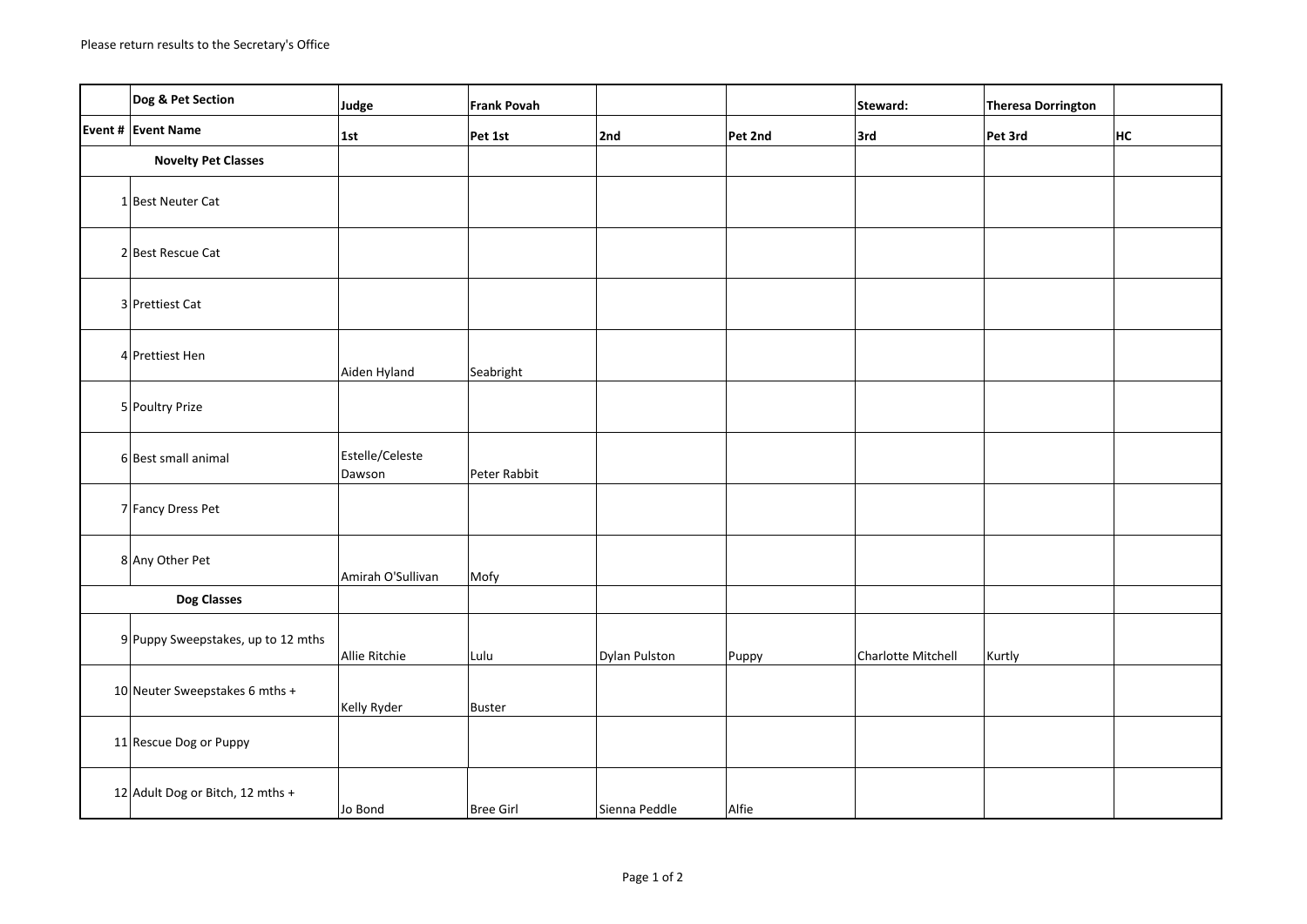Please return results to the Secretary's Office

| | Dog & Pet Section | Judge | Frank Povah | | | Steward: | Theresa Dorrington | |
|---|---|---|---|---|---|---|---|---|
| Event # | Event Name | 1st | Pet 1st | 2nd | Pet 2nd | 3rd | Pet 3rd | HC |
| | **Novelty Pet Classes** | | | | | | | |
| 1 | Best Neuter Cat | | | | | | | |
| 2 | Best Rescue Cat | | | | | | | |
| 3 | Prettiest Cat | | | | | | | |
| 4 | Prettiest Hen | Aiden Hyland | Seabright | | | | | |
| 5 | Poultry Prize | | | | | | | |
| 6 | Best small animal | Estelle/Celeste Dawson | Peter Rabbit | | | | | |
| 7 | Fancy Dress Pet | | | | | | | |
| 8 | Any Other Pet | Amirah O'Sullivan | Mofy | | | | | |
| | **Dog Classes** | | | | | | | |
| 9 | Puppy Sweepstakes, up to 12 mths | Allie Ritchie | Lulu | Dylan Pulston | Puppy | Charlotte Mitchell | Kurtly | |
| 10 | Neuter Sweepstakes 6 mths + | Kelly Ryder | Buster | | | | | |
| 11 | Rescue Dog or Puppy | | | | | | | |
| 12 | Adult Dog or Bitch, 12 mths + | Jo Bond | Bree Girl | Sienna Peddle | Alfie | | | |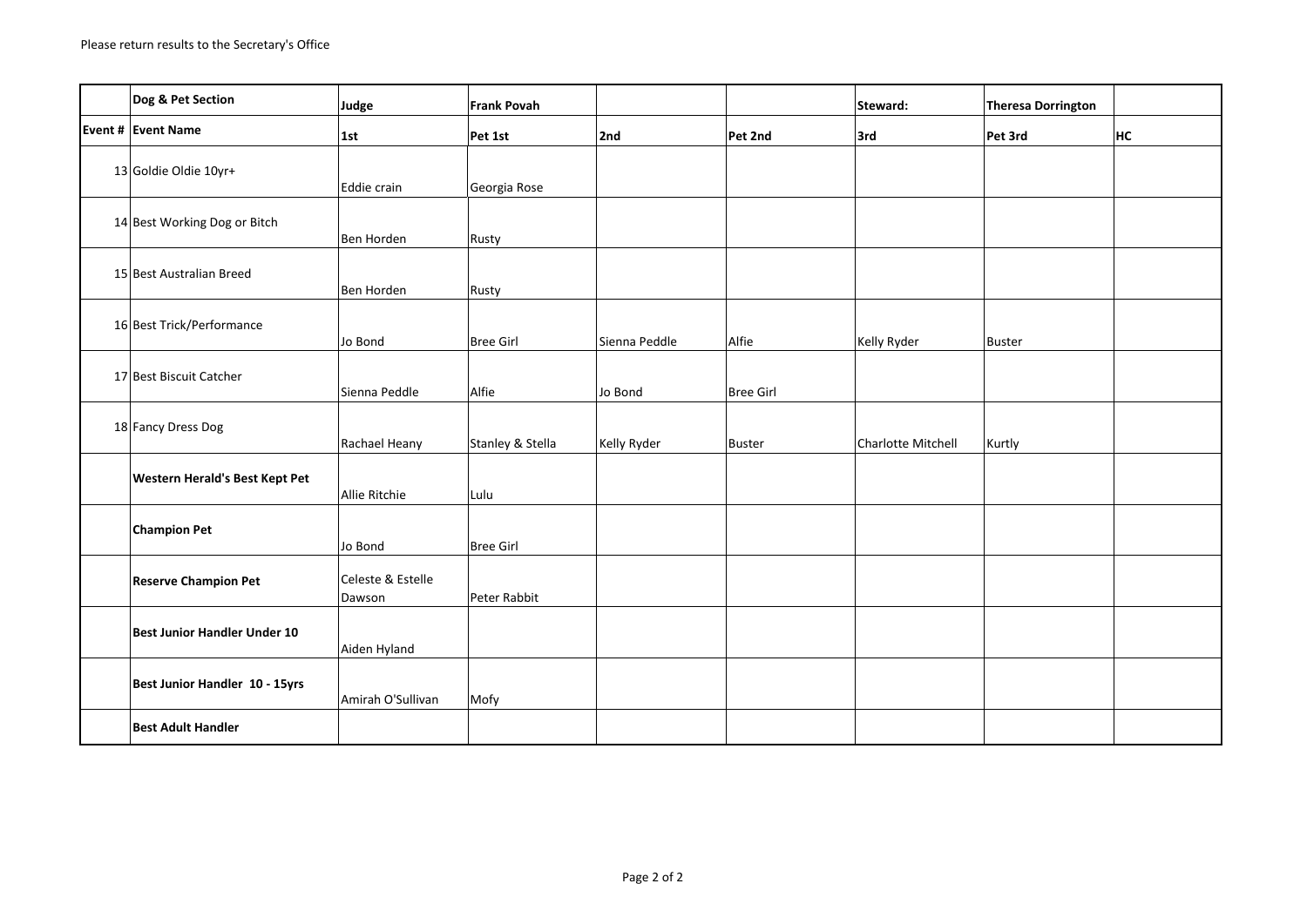Please return results to the Secretary's Office

| | Dog & Pet Section | Judge | Frank Povah | | | Steward: | Theresa Dorrington | |
|---|---|---|---|---|---|---|---|---|
| Event # | Event Name | 1st | Pet 1st | 2nd | Pet 2nd | 3rd | Pet 3rd | HC |
| 13 | Goldie Oldie 10yr+ | Eddie crain | Georgia Rose | | | | | |
| 14 | Best Working Dog or Bitch | Ben Horden | Rusty | | | | | |
| 15 | Best Australian Breed | Ben Horden | Rusty | | | | | |
| 16 | Best Trick/Performance | Jo Bond | Bree Girl | Sienna Peddle | Alfie | Kelly Ryder | Buster | |
| 17 | Best Biscuit Catcher | Sienna Peddle | Alfie | Jo Bond | Bree Girl | | | |
| 18 | Fancy Dress Dog | Rachael Heany | Stanley & Stella | Kelly Ryder | Buster | Charlotte Mitchell | Kurtly | |
| | **Western Herald's Best Kept Pet** | Allie Ritchie | Lulu | | | | | |
| | **Champion Pet** | Jo Bond | Bree Girl | | | | | |
| | **Reserve Champion Pet** | Celeste & Estelle Dawson | Peter Rabbit | | | | | |
| | **Best Junior Handler Under 10** | Aiden Hyland | | | | | | |
| | **Best Junior Handler 10 - 15yrs** | Amirah O'Sullivan | Mofy | | | | | |
| | **Best Adult Handler** | | | | | | | |